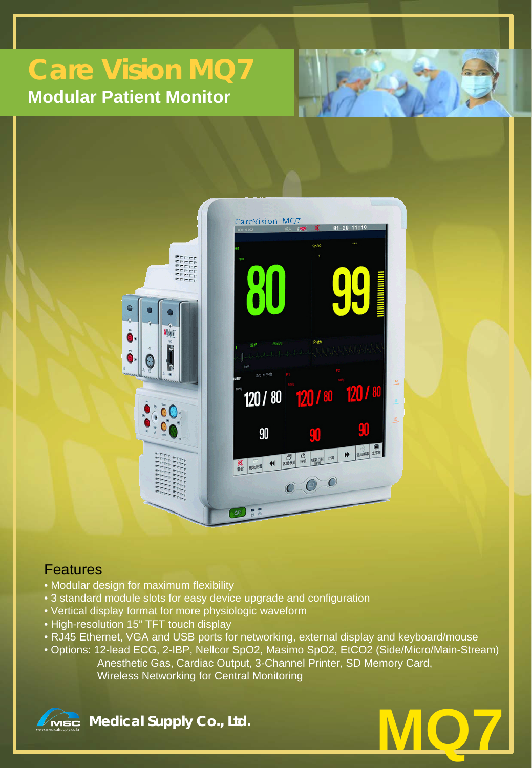# Care Vision MQ7

## Modular Patient Monitor

### Features

- Modular design for maximum flexibility
- 3 standard module slots for easy device upgrade and configuration
- Vertical display format for more physiologic waveform
- High-resolution 15" TFT touch display
- RJ45 Ethernet, VGA and USB ports for networking, external display and keyboard/mouse
- Options: 12-lead ECG, 2-IBP, Nellcor SpO2, Masimo SpO2, EtCO2 (Side/Micro/Main-Stream) Anesthetic Gas, Cardiac Output, 3-Channel Printer, SD Memory Card, Wireless Networking for Central Monitoring

**Medical Supply Co., Ltd.**

www.medicalsupply.co.kr

**MQ7**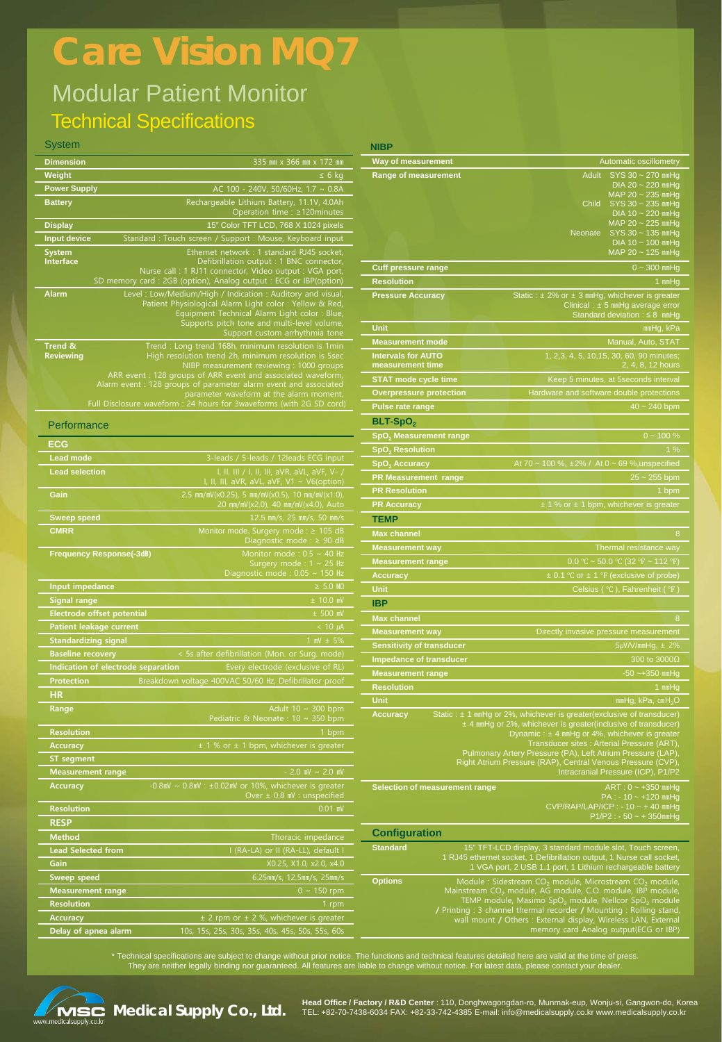# Care Vision MQ7

## Modular Patient Monitor

## Technical Specifications

### System

| | |
|---|---|
| Dimension | 335 mm x 366 mm x 172 mm |
| Weight | ≤ 6 kg |
| Power Supply | AC 100 - 240V, 50/60Hz, 1.7 ~ 0.8A |
| Battery | Rechargeable Lithium Battery, 11.1V, 4.0Ah<br>Operation time : ≥120minutes |
| Display | 15" Color TFT LCD, 768 X 1024 pixels |
| Input device | Standard : Touch screen / Support : Mouse, Keyboard input |
| System Interface | Ethernet network : 1 standard RJ45 socket, Defibrillation output : 1 BNC connector, Nurse call : 1 RJ11 connector, Video output : VGA port, SD memory card : 2GB (option), Analog output : ECG or IBP(option) |
| Alarm | Level : Low/Medium/High / Indication : Auditory and visual, Patient Physiological Alarm Light color : Yellow & Red, Equipment Technical Alarm Light color : Blue, Supports pitch tone and multi-level volume, Support custom arrhythmia tone |
| Trend & Reviewing | Trend : Long trend 168h, minimum resolution is 1min<br>High resolution trend 2h, minimum resolution is 5sec<br>NIBP measurement reviewing : 1000 groups<br>ARR event : 128 groups of ARR event and associated waveform,<br>Alarm event : 128 groups of parameter alarm event and associated parameter waveform at the alarm moment,<br>Full Disclosure waveform : 24 hours for 3waveforms (with 2G SD cord) |

### Performance

#### ECG

| | |
|---|---|
| Lead mode | 3-leads / 5-leads / 12leads ECG input |
| Lead selection | I, II, III / I, II, III, aVR, aVL, aVF, V- / I, II, III, aVR, aVL, aVF, V1 ~ V6(option) |
| Gain | 2.5 mm/mV(x0.25), 5 mm/mV(x0.5), 10 mm/mV(x1.0), 20 mm/mV(x2.0), 40 mm/mV(x4.0), Auto |
| Sweep speed | 12.5 mm/s, 25 mm/s, 50 mm/s |
| CMRR | Monitor mode, Surgery mode : ≥ 105 dB<br>Diagnostic mode : ≥ 90 dB |
| Frequency Response(-3dB) | Monitor mode : 0.5 ~ 40 Hz<br>Surgery mode : 1 ~ 25 Hz<br>Diagnostic mode : 0.05 ~ 150 Hz |
| Input impedance | ≥ 5.0 MΩ |
| Signal range | ± 10.0 mV |
| Electrode offset potential | ± 500 mV |
| Patient leakage current | < 10 μA |
| Standardizing signal | 1 mV ± 5% |
| Baseline recovery | < 5s after defibrillation (Mon. or Surg. mode) |
| Indication of electrode separation | Every electrode (exclusive of RL) |
| Protection | Breakdown voltage 400VAC 50/60 Hz, Defibrillator proof |

#### HR

| | |
|---|---|
| Range | Adult 10 ~ 300 bpm<br>Pediatric & Neonate : 10 ~ 350 bpm |
| Resolution | 1 bpm |
| Accuracy | ± 1 % or ± 1 bpm, whichever is greater |

#### ST segment

| | |
|---|---|
| Measurement range | - 2.0 mV ~ 2.0 mV |
| Accuracy | -0.8mV ~ 0.8mV : ±0.02mV or 10%, whichever is greater<br>Over ± 0.8 mV : unspecified |
| Resolution | 0.01 mV |

#### RESP

| | |
|---|---|
| Method | Thoracic impedance |
| Lead Selected from | I (RA-LA) or II (RA-LL), default I |
| Gain | X0.25, X1.0, x2.0, x4.0 |
| Sweep speed | 6.25mm/s, 12.5mm/s, 25mm/s |
| Measurement range | 0 ~ 150 rpm |
| Resolution | 1 rpm |
| Accuracy | ± 2 rpm or ± 2 %, whichever is greater |
| Delay of apnea alarm | 10s, 15s, 25s, 30s, 35s, 40s, 45s, 50s, 55s, 60s |

#### NIBP

| | |
|---|---|
| Way of measurement | Automatic oscillometry |
| Range of measurement | Adult SYS 30 ~ 270 mmHg<br>DIA 20 ~ 220 mmHg<br>MAP 20 ~ 235 mmHg<br>Child SYS 30 ~ 235 mmHg<br>DIA 10 ~ 220 mmHg<br>MAP 20 ~ 225 mmHg<br>Neonate SYS 30 ~ 135 mmHg<br>DIA 10 ~ 100 mmHg<br>MAP 20 ~ 125 mmHg |
| Cuff pressure range | 0 ~ 300 mmHg |
| Resolution | 1 mmHg |
| Pressure Accuracy | Static : ± 2% or ± 3 mmHg, whichever is greater<br>Clinical : ± 5 mmHg average error<br>Standard deviation : ≤ 8 mmHg |
| Unit | mmHg, kPa |
| Measurement mode | Manual, Auto, STAT |
| Intervals for AUTO measurement time | 1, 2,3, 4, 5, 10,15, 30, 60, 90 minutes; 2, 4, 8, 12 hours |
| STAT mode cycle time | Keep 5 minutes, at 5seconds interval |
| Overpressure protection | Hardware and software double protections |
| Pulse rate range | 40 ~ 240 bpm |

#### BLT-$SpO_2$

| | |
|---|---|
| $SpO_2$ Measurement range | 0 ~ 100 % |
| $SpO_2$ Resolution | 1 % |
| $SpO_2$ Accuracy | At 70 ~ 100 %, ±2% / At 0 ~ 69 %,unspecified |
| PR Measurement range | 25 ~ 255 bpm |
| PR Resolution | 1 bpm |
| PR Accuracy | ± 1 % or ± 1 bpm, whichever is greater |

#### TEMP

| | |
|---|---|
| Max channel | 8 |
| Measurement way | Thermal resistance way |
| Measurement range | 0.0 ℃ ~ 50.0 ℃ (32 ℉ ~ 112 ℉) |
| Accuracy | ± 0.1 ℃ or ± 1 ℉ (exclusive of probe) |
| Unit | Celsius (℃), Fahrenheit (℉) |

#### IBP

| | |
|---|---|
| Max channel | 8 |
| Measurement way | Directly invasive pressure measurement |
| Sensitivity of transducer | 5μV/V/mmHg, ± 2% |
| Impedance of transducer | 300 to 3000Ω |
| Measurement range | -50 ~+350 mmHg |
| Resolution | 1 mmHg |
| Unit | mmHg, kPa, $cmH_2O$ |
| Accuracy | Static : ± 1 mmHg or 2%, whichever is greater(exclusive of transducer)<br>± 4 mmHg or 2%, whichever is greater(inclusive of transducer)<br>Dynamic : ± 4 mmHg or 4%, whichever is greater<br>Transducer sites : Arterial Pressure (ART), Pulmonary Artery Pressure (PA), Left Atrium Pressure (LAP), Right Atrium Pressure (RAP), Central Venous Pressure (CVP), Intracranial Pressure (ICP), P1/P2 |
| Selection of measurement range | ART : 0 ~ +350 mmHg<br>PA : - 10 ~ +120 mmHg<br>CVP/RAP/LAP/ICP : - 10 ~ + 40 mmHg<br>P1/P2 : - 50 ~ + 350mmHg |

### Configuration

| | |
|---|---|
| Standard | 15" TFT-LCD display, 3 standard module slot, Touch screen, 1 RJ45 ethernet socket, 1 Defibrillation output, 1 Nurse call socket, 1 VGA port, 2 USB 1.1 port, 1 Lithium rechargeable battery |
| Options | Module : Sidestream $CO_2$ module, Microstream $CO_2$ module, Mainstream $CO_2$ module, AG module, C.O. module, IBP module, TEMP module, Masimo $SpO_2$ module, Nellcor $SpO_2$ module / Printing : 3 channel thermal recorder / Mounting : Rolling stand, wall mount / Others : External display, Wireless LAN, External memory card Analog output(ECG or IBP) |

\* Technical specifications are subject to change without prior notice. The functions and technical features detailed here are valid at the time of press. They are neither legally binding nor guaranteed. All features are liable to change without notice. For latest data, please contact your dealer.

MSC Medical Supply Co., Ltd.
www.medicalsupply.co.kr

**Head Office / Factory / R&D Center** : 110, Donghwagongdan-ro, Munmak-eup, Wonju-si, Gangwon-do, Korea
TEL: +82-70-7438-6034 FAX: +82-33-742-4385 E-mail: info@medicalsupply.co.kr www.medicalsupply.co.kr